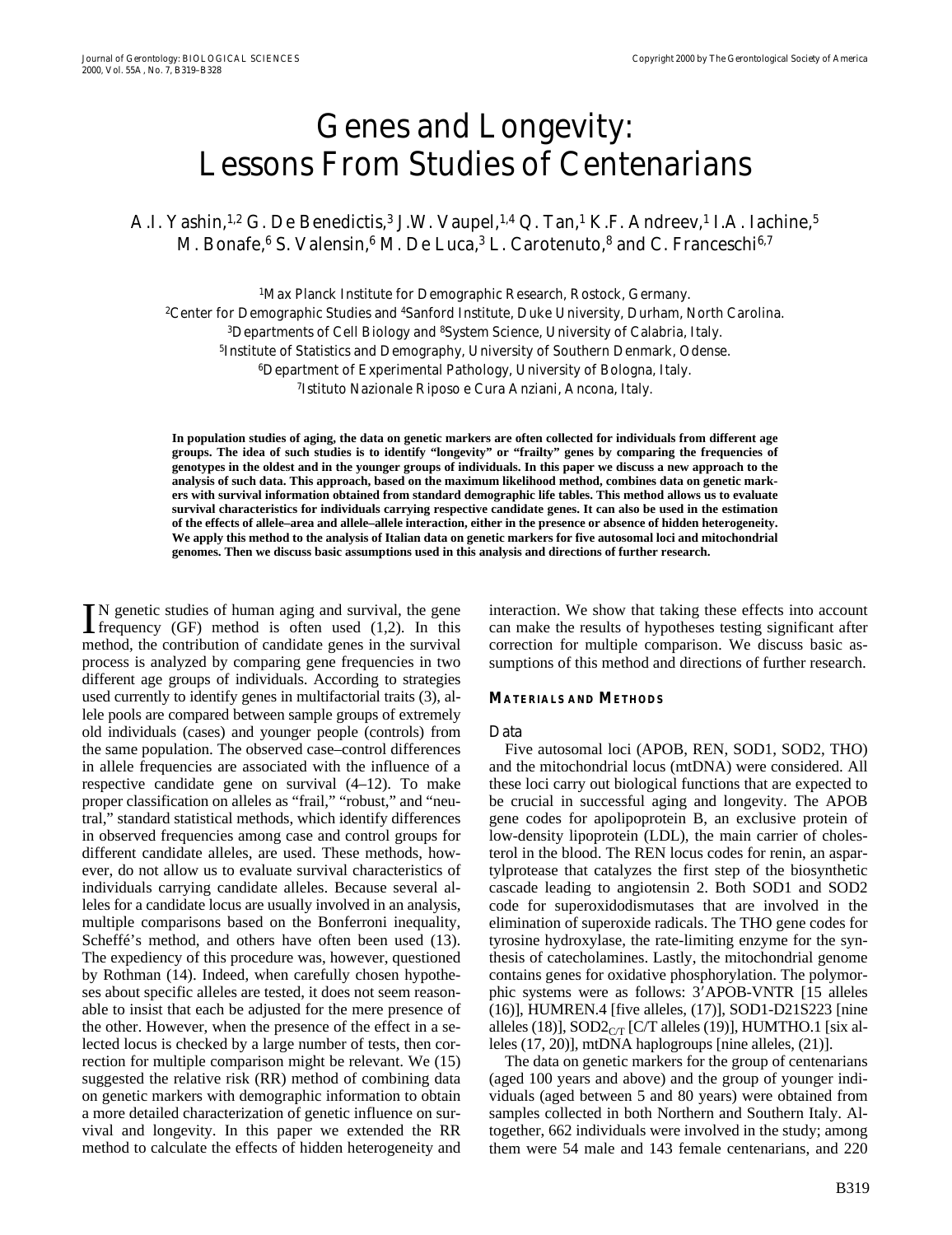# Genes and Longevity: Lessons From Studies of Centenarians

A.I. Yashin,[1,2] G. De Benedictis,[3] J.W. Vaupel,[1,4] Q. Tan,[1] K.F. Andreev,[1] I.A. Iachine,[5] M. Bonafe,[6] S. Valensin,[6] M. De Luca,[3] L. Carotenuto,[8] and C. Franceschi[6,7]

[1]Max Planck Institute for Demographic Research, Rostock, Germany.
[2]Center for Demographic Studies and [4]Sanford Institute, Duke University, Durham, North Carolina.
[3]Departments of Cell Biology and [8]System Science, University of Calabria, Italy.
[5]Institute of Statistics and Demography, University of Southern Denmark, Odense.
[6]Department of Experimental Pathology, University of Bologna, Italy.
[7]Istituto Nazionale Riposo e Cura Anziani, Ancona, Italy.

**In population studies of aging, the data on genetic markers are often collected for individuals from different age groups. The idea of such studies is to identify "longevity" or "frailty" genes by comparing the frequencies of genotypes in the oldest and in the younger groups of individuals. In this paper we discuss a new approach to the analysis of such data. This approach, based on the maximum likelihood method, combines data on genetic markers with survival information obtained from standard demographic life tables. This method allows us to evaluate survival characteristics for individuals carrying respective candidate genes. It can also be used in the estimation of the effects of allele–area and allele–allele interaction, either in the presence or absence of hidden heterogeneity. We apply this method to the analysis of Italian data on genetic markers for five autosomal loci and mitochondrial genomes. Then we discuss basic assumptions used in this analysis and directions of further research.**

IN genetic studies of human aging and survival, the gene frequency (GF) method is often used (1,2). In this method, the contribution of candidate genes in the survival process is analyzed by comparing gene frequencies in two different age groups of individuals. According to strategies used currently to identify genes in multifactorial traits (3), allele pools are compared between sample groups of extremely old individuals (cases) and younger people (controls) from the same population. The observed case–control differences in allele frequencies are associated with the influence of a respective candidate gene on survival (4–12). To make proper classification on alleles as "frail," "robust," and "neutral," standard statistical methods, which identify differences in observed frequencies among case and control groups for different candidate alleles, are used. These methods, however, do not allow us to evaluate survival characteristics of individuals carrying candidate alleles. Because several alleles for a candidate locus are usually involved in an analysis, multiple comparisons based on the Bonferroni inequality, Scheffé's method, and others have often been used (13). The expediency of this procedure was, however, questioned by Rothman (14). Indeed, when carefully chosen hypotheses about specific alleles are tested, it does not seem reasonable to insist that each be adjusted for the mere presence of the other. However, when the presence of the effect in a selected locus is checked by a large number of tests, then correction for multiple comparison might be relevant. We (15) suggested the relative risk (RR) method of combining data on genetic markers with demographic information to obtain a more detailed characterization of genetic influence on survival and longevity. In this paper we extended the RR method to calculate the effects of hidden heterogeneity and interaction. We show that taking these effects into account can make the results of hypotheses testing significant after correction for multiple comparison. We discuss basic assumptions of this method and directions of further research.

## Materials and Methods

### Data

Five autosomal loci (APOB, REN, SOD1, SOD2, THO) and the mitochondrial locus (mtDNA) were considered. All these loci carry out biological functions that are expected to be crucial in successful aging and longevity. The APOB gene codes for apolipoprotein B, an exclusive protein of low-density lipoprotein (LDL), the main carrier of cholesterol in the blood. The REN locus codes for renin, an aspartylprotease that catalyzes the first step of the biosynthetic cascade leading to angiotensin 2. Both SOD1 and SOD2 code for superoxidodismutases that are involved in the elimination of superoxide radicals. The THO gene codes for tyrosine hydroxylase, the rate-limiting enzyme for the synthesis of catecholamines. Lastly, the mitochondrial genome contains genes for oxidative phosphorylation. The polymorphic systems were as follows: 3′APOB-VNTR [15 alleles (16)], HUMREN.4 [five alleles, (17)], SOD1-D21S223 [nine alleles (18)], $SOD2_{C/T}$ [C/T alleles (19)], HUMTHO.1 [six alleles (17, 20)], mtDNA haplogroups [nine alleles, (21)].

The data on genetic markers for the group of centenarians (aged 100 years and above) and the group of younger individuals (aged between 5 and 80 years) were obtained from samples collected in both Northern and Southern Italy. Altogether, 662 individuals were involved in the study; among them were 54 male and 143 female centenarians, and 220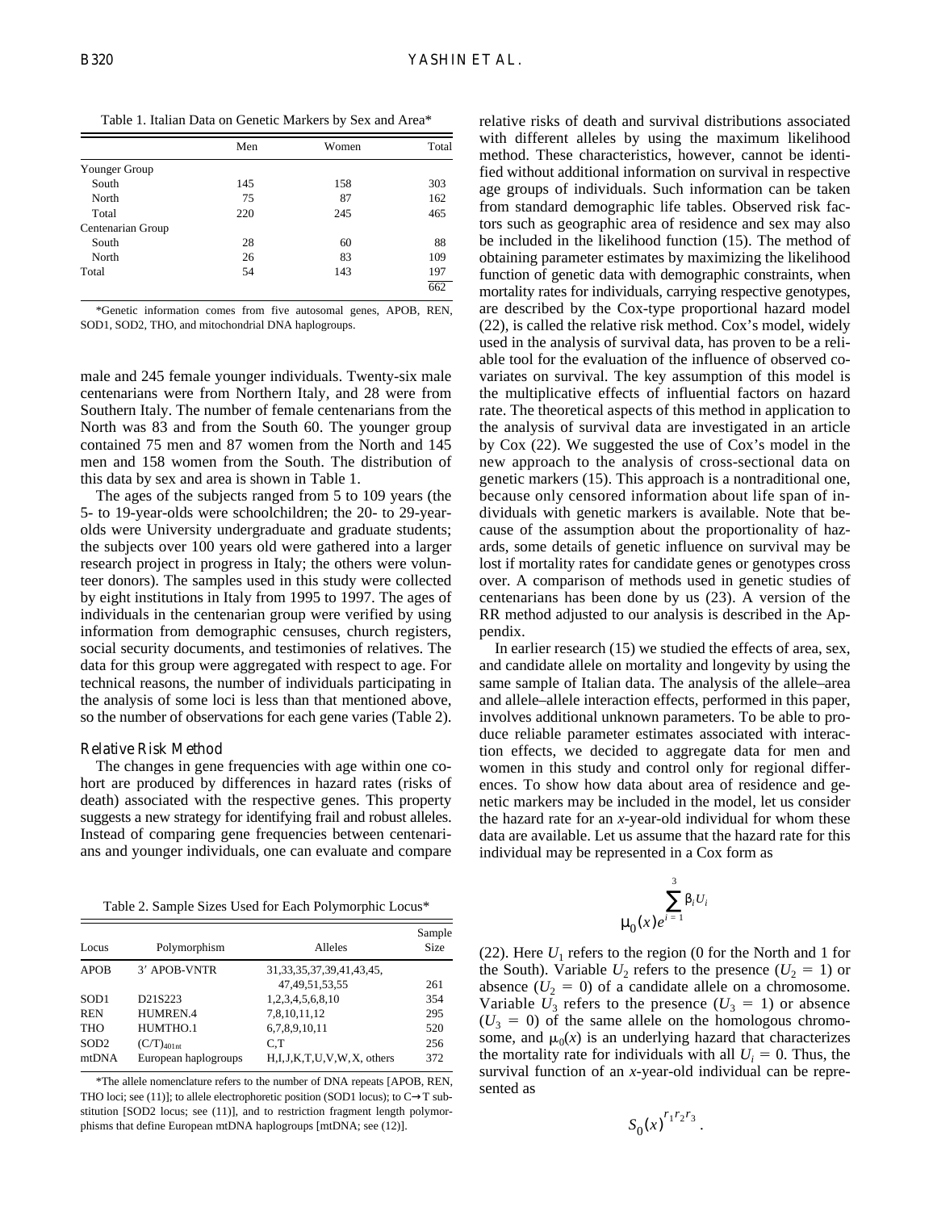Table 1. Italian Data on Genetic Markers by Sex and Area*

| | Men | Women | Total |
|---|---|---|---|
| Younger Group | | | |
| South | 145 | 158 | 303 |
| North | 75 | 87 | 162 |
| Total | 220 | 245 | 465 |
| Centenarian Group | | | |
| South | 28 | 60 | 88 |
| North | 26 | 83 | 109 |
| Total | 54 | 143 | 197 |
| | | | 662 |

*Genetic information comes from five autosomal genes, APOB, REN, SOD1, SOD2, THO, and mitochondrial DNA haplogroups.

male and 245 female younger individuals. Twenty-six male centenarians were from Northern Italy, and 28 were from Southern Italy. The number of female centenarians from the North was 83 and from the South 60. The younger group contained 75 men and 87 women from the North and 145 men and 158 women from the South. The distribution of this data by sex and area is shown in Table 1.

The ages of the subjects ranged from 5 to 109 years (the 5- to 19-year-olds were schoolchildren; the 20- to 29-year-olds were University undergraduate and graduate students; the subjects over 100 years old were gathered into a larger research project in progress in Italy; the others were volunteer donors). The samples used in this study were collected by eight institutions in Italy from 1995 to 1997. The ages of individuals in the centenarian group were verified by using information from demographic censuses, church registers, social security documents, and testimonies of relatives. The data for this group were aggregated with respect to age. For technical reasons, the number of individuals participating in the analysis of some loci is less than that mentioned above, so the number of observations for each gene varies (Table 2).

### Relative Risk Method

The changes in gene frequencies with age within one cohort are produced by differences in hazard rates (risks of death) associated with the respective genes. This property suggests a new strategy for identifying frail and robust alleles. Instead of comparing gene frequencies between centenarians and younger individuals, one can evaluate and compare

Table 2. Sample Sizes Used for Each Polymorphic Locus*

| Locus | Polymorphism | Alleles | Sample Size |
|---|---|---|---|
| APOB | 3′ APOB-VNTR | 31,33,35,37,39,41,43,45, 47,49,51,53,55 | 261 |
| SOD1 | D21S223 | 1,2,3,4,5,6,8,10 | 354 |
| REN | HUMREN.4 | 7,8,10,11,12 | 295 |
| THO | HUMTHO.1 | 6,7,8,9,10,11 | 520 |
| SOD2 | $(C/T)_{401nt}$ | C,T | 256 |
| mtDNA | European haplogroups | H,I,J,K,T,U,V,W,X, others | 372 |

*The allele nomenclature refers to the number of DNA repeats [APOB, REN, THO loci; see (11)]; to allele electrophoretic position (SOD1 locus); to C→T substitution [SOD2 locus; see (11)], and to restriction fragment length polymorphisms that define European mtDNA haplogroups [mtDNA; see (12)].

relative risks of death and survival distributions associated with different alleles by using the maximum likelihood method. These characteristics, however, cannot be identified without additional information on survival in respective age groups of individuals. Such information can be taken from standard demographic life tables. Observed risk factors such as geographic area of residence and sex may also be included in the likelihood function (15). The method of obtaining parameter estimates by maximizing the likelihood function of genetic data with demographic constraints, when mortality rates for individuals, carrying respective genotypes, are described by the Cox-type proportional hazard model (22), is called the relative risk method. Cox's model, widely used in the analysis of survival data, has proven to be a reliable tool for the evaluation of the influence of observed covariates on survival. The key assumption of this model is the multiplicative effects of influential factors on hazard rate. The theoretical aspects of this method in application to the analysis of survival data are investigated in an article by Cox (22). We suggested the use of Cox's model in the new approach to the analysis of cross-sectional data on genetic markers (15). This approach is a nontraditional one, because only censored information about life span of individuals with genetic markers is available. Note that because of the assumption about the proportionality of hazards, some details of genetic influence on survival may be lost if mortality rates for candidate genes or genotypes cross over. A comparison of methods used in genetic studies of centenarians has been done by us (23). A version of the RR method adjusted to our analysis is described in the Appendix.

In earlier research (15) we studied the effects of area, sex, and candidate allele on mortality and longevity by using the same sample of Italian data. The analysis of the allele–area and allele–allele interaction effects, performed in this paper, involves additional unknown parameters. To be able to produce reliable parameter estimates associated with interaction effects, we decided to aggregate data for men and women in this study and control only for regional differences. To show how data about area of residence and genetic markers may be included in the model, let us consider the hazard rate for an $x$-year-old individual for whom these data are available. Let us assume that the hazard rate for this individual may be represented in a Cox form as

$$\mu_0(x)e^{\sum_{i=1}^{3}\beta_i U_i}$$

(22). Here $U_1$ refers to the region (0 for the North and 1 for the South). Variable $U_2$ refers to the presence ($U_2 = 1$) or absence ($U_2 = 0$) of a candidate allele on a chromosome. Variable $U_3$ refers to the presence ($U_3 = 1$) or absence ($U_3 = 0$) of the same allele on the homologous chromosome, and $\mu_0(x)$ is an underlying hazard that characterizes the mortality rate for individuals with all $U_i = 0$. Thus, the survival function of an $x$-year-old individual can be represented as

$$S_0(x)^{r_1 r_2 r_3}.$$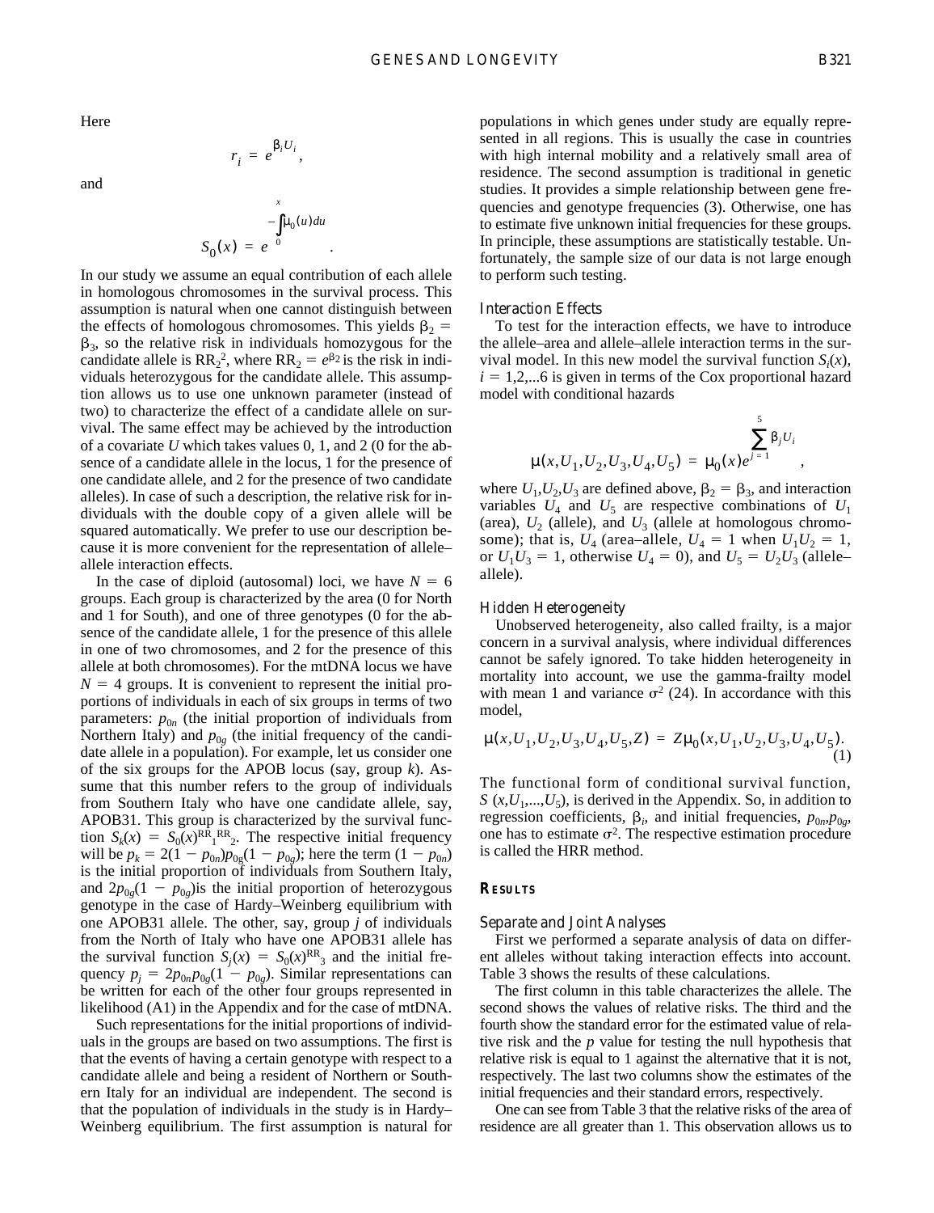Here

$$r_i = e^{\beta_i U_i},$$

and

$$S_0(x) = e^{-\int_0^x \mu_0(u)du}.$$

In our study we assume an equal contribution of each allele in homologous chromosomes in the survival process. This assumption is natural when one cannot distinguish between the effects of homologous chromosomes. This yields $\beta_2 = \beta_3$, so the relative risk in individuals homozygous for the candidate allele is $RR_2^2$, where $RR_2 = e^{\beta_2}$ is the risk in individuals heterozygous for the candidate allele. This assumption allows us to use one unknown parameter (instead of two) to characterize the effect of a candidate allele on survival. The same effect may be achieved by the introduction of a covariate $U$ which takes values 0, 1, and 2 (0 for the absence of a candidate allele in the locus, 1 for the presence of one candidate allele, and 2 for the presence of two candidate alleles). In case of such a description, the relative risk for individuals with the double copy of a given allele will be squared automatically. We prefer to use our description because it is more convenient for the representation of allele–allele interaction effects.

In the case of diploid (autosomal) loci, we have $N = 6$ groups. Each group is characterized by the area (0 for North and 1 for South), and one of three genotypes (0 for the absence of the candidate allele, 1 for the presence of this allele in one of two chromosomes, and 2 for the presence of this allele at both chromosomes). For the mtDNA locus we have $N = 4$ groups. It is convenient to represent the initial proportions of individuals in each of six groups in terms of two parameters: $p_{0n}$ (the initial proportion of individuals from Northern Italy) and $p_{0g}$ (the initial frequency of the candidate allele in a population). For example, let us consider one of the six groups for the APOB locus (say, group $k$). Assume that this number refers to the group of individuals from Southern Italy who have one candidate allele, say, APOB31. This group is characterized by the survival function $S_k(x) = S_0(x)^{RR_1 RR_2}$. The respective initial frequency will be $p_k = 2(1 - p_{0n})p_{0g}(1 - p_{0g})$; here the term $(1 - p_{0n})$ is the initial proportion of individuals from Southern Italy, and $2p_{0g}(1 - p_{0g})$is the initial proportion of heterozygous genotype in the case of Hardy–Weinberg equilibrium with one APOB31 allele. The other, say, group $j$ of individuals from the North of Italy who have one APOB31 allele has the survival function $S_j(x) = S_0(x)^{RR_3}$ and the initial frequency $p_j = 2p_{0n}p_{0g}(1 - p_{0g})$. Similar representations can be written for each of the other four groups represented in likelihood (A1) in the Appendix and for the case of mtDNA.

Such representations for the initial proportions of individuals in the groups are based on two assumptions. The first is that the events of having a certain genotype with respect to a candidate allele and being a resident of Northern or Southern Italy for an individual are independent. The second is that the population of individuals in the study is in Hardy–Weinberg equilibrium. The first assumption is natural for populations in which genes under study are equally represented in all regions. This is usually the case in countries with high internal mobility and a relatively small area of residence. The second assumption is traditional in genetic studies. It provides a simple relationship between gene frequencies and genotype frequencies (3). Otherwise, one has to estimate five unknown initial frequencies for these groups. In principle, these assumptions are statistically testable. Unfortunately, the sample size of our data is not large enough to perform such testing.

### Interaction Effects

To test for the interaction effects, we have to introduce the allele–area and allele–allele interaction terms in the survival model. In this new model the survival function $S_i(x)$, $i = 1,2,...6$ is given in terms of the Cox proportional hazard model with conditional hazards

$$\mu(x, U_1, U_2, U_3, U_4, U_5) = \mu_0(x)e^{\sum_{j=1}^{5} \beta_j U_i},$$

where $U_1, U_2, U_3$ are defined above, $\beta_2 = \beta_3$, and interaction variables $U_4$ and $U_5$ are respective combinations of $U_1$ (area), $U_2$ (allele), and $U_3$ (allele at homologous chromosome); that is, $U_4$ (area–allele, $U_4 = 1$ when $U_1U_2 = 1$, or $U_1U_3 = 1$, otherwise $U_4 = 0$), and $U_5 = U_2U_3$ (allele–allele).

### Hidden Heterogeneity

Unobserved heterogeneity, also called frailty, is a major concern in a survival analysis, where individual differences cannot be safely ignored. To take hidden heterogeneity in mortality into account, we use the gamma-frailty model with mean 1 and variance $\sigma^2$ (24). In accordance with this model,

$$\mu(x, U_1, U_2, U_3, U_4, U_5, Z) = Z\mu_0(x, U_1, U_2, U_3, U_4, U_5). \quad (1)$$

The functional form of conditional survival function, $S(x, U_1, ..., U_5)$, is derived in the Appendix. So, in addition to regression coefficients, $\beta_i$, and initial frequencies, $p_{0n}, p_{0g}$, one has to estimate $\sigma^2$. The respective estimation procedure is called the HRR method.

## Results

### Separate and Joint Analyses

First we performed a separate analysis of data on different alleles without taking interaction effects into account. Table 3 shows the results of these calculations.

The first column in this table characterizes the allele. The second shows the values of relative risks. The third and the fourth show the standard error for the estimated value of relative risk and the $p$ value for testing the null hypothesis that relative risk is equal to 1 against the alternative that it is not, respectively. The last two columns show the estimates of the initial frequencies and their standard errors, respectively.

One can see from Table 3 that the relative risks of the area of residence are all greater than 1. This observation allows us to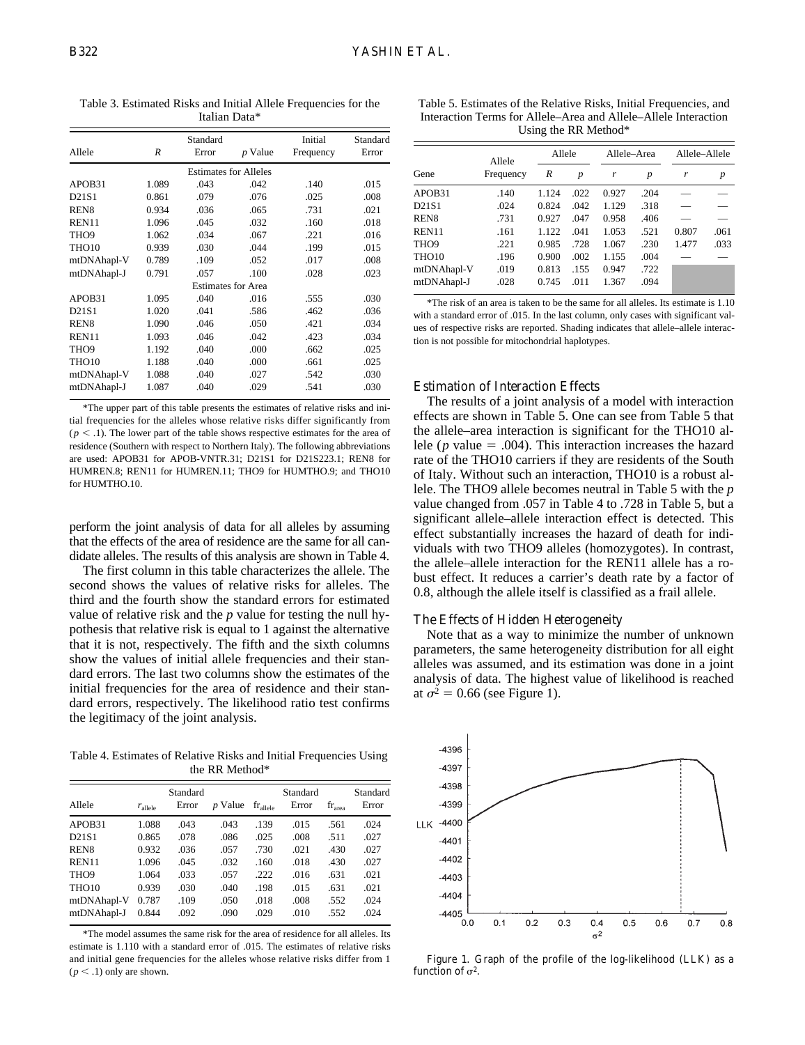Table 3. Estimated Risks and Initial Allele Frequencies for the Italian Data*

| Allele | $R$ | Standard Error | $p$ Value | Initial Frequency | Standard Error |
|---|---|---|---|---|---|
| Estimates for Alleles | | | | | |
| APOB31 | 1.089 | .043 | .042 | .140 | .015 |
| D21S1 | 0.861 | .079 | .076 | .025 | .008 |
| REN8 | 0.934 | .036 | .065 | .731 | .021 |
| REN11 | 1.096 | .045 | .032 | .160 | .018 |
| THO9 | 1.062 | .034 | .067 | .221 | .016 |
| THO10 | 0.939 | .030 | .044 | .199 | .015 |
| mtDNAhapl-V | 0.789 | .109 | .052 | .017 | .008 |
| mtDNAhapl-J | 0.791 | .057 | .100 | .028 | .023 |
| Estimates for Area | | | | | |
| APOB31 | 1.095 | .040 | .016 | .555 | .030 |
| D21S1 | 1.020 | .041 | .586 | .462 | .036 |
| REN8 | 1.090 | .046 | .050 | .421 | .034 |
| REN11 | 1.093 | .046 | .042 | .423 | .034 |
| THO9 | 1.192 | .040 | .000 | .662 | .025 |
| THO10 | 1.188 | .040 | .000 | .661 | .025 |
| mtDNAhapl-V | 1.088 | .040 | .027 | .542 | .030 |
| mtDNAhapl-J | 1.087 | .040 | .029 | .541 | .030 |

*The upper part of this table presents the estimates of relative risks and initial frequencies for the alleles whose relative risks differ significantly from ($p < .1$). The lower part of the table shows respective estimates for the area of residence (Southern with respect to Northern Italy). The following abbreviations are used: APOB31 for APOB-VNTR.31; D21S1 for D21S223.1; REN8 for HUMREN.8; REN11 for HUMREN.11; THO9 for HUMTHO.9; and THO10 for HUMTHO.10.

perform the joint analysis of data for all alleles by assuming that the effects of the area of residence are the same for all candidate alleles. The results of this analysis are shown in Table 4.

The first column in this table characterizes the allele. The second shows the values of relative risks for alleles. The third and the fourth show the standard errors for estimated value of relative risk and the $p$ value for testing the null hypothesis that relative risk is equal to 1 against the alternative that it is not, respectively. The fifth and the sixth columns show the values of initial allele frequencies and their standard errors. The last two columns show the estimates of the initial frequencies for the area of residence and their standard errors, respectively. The likelihood ratio test confirms the legitimacy of the joint analysis.

Table 4. Estimates of Relative Risks and Initial Frequencies Using the RR Method*

| Allele | $r_{allele}$ | Standard Error | $p$ Value | $fr_{allele}$ | Standard Error | $fr_{area}$ | Standard Error |
|---|---|---|---|---|---|---|---|
| APOB31 | 1.088 | .043 | .043 | .139 | .015 | .561 | .024 |
| D21S1 | 0.865 | .078 | .086 | .025 | .008 | .511 | .027 |
| REN8 | 0.932 | .036 | .057 | .730 | .021 | .430 | .027 |
| REN11 | 1.096 | .045 | .032 | .160 | .018 | .430 | .027 |
| THO9 | 1.064 | .033 | .057 | .222 | .016 | .631 | .021 |
| THO10 | 0.939 | .030 | .040 | .198 | .015 | .631 | .021 |
| mtDNAhapl-V | 0.787 | .109 | .050 | .018 | .008 | .552 | .024 |
| mtDNAhapl-J | 0.844 | .092 | .090 | .029 | .010 | .552 | .024 |

*The model assumes the same risk for the area of residence for all alleles. Its estimate is 1.110 with a standard error of .015. The estimates of relative risks and initial gene frequencies for the alleles whose relative risks differ from 1 ($p < .1$) only are shown.

Table 5. Estimates of the Relative Risks, Initial Frequencies, and Interaction Terms for Allele–Area and Allele–Allele Interaction Using the RR Method*

| Gene | Allele Frequency | Allele | | Allele–Area | | Allele–Allele | |
|---|---|---|---|---|---|---|---|
| | | $R$ | $p$ | $r$ | $p$ | $r$ | $p$ |
| APOB31 | .140 | 1.124 | .022 | 0.927 | .204 | — | — |
| D21S1 | .024 | 0.824 | .042 | 1.129 | .318 | — | — |
| REN8 | .731 | 0.927 | .047 | 0.958 | .406 | — | — |
| REN11 | .161 | 1.122 | .041 | 1.053 | .521 | 0.807 | .061 |
| THO9 | .221 | 0.985 | .728 | 1.067 | .230 | 1.477 | .033 |
| THO10 | .196 | 0.900 | .002 | 1.155 | .004 | — | — |
| mtDNAhapl-V | .019 | 0.813 | .155 | 0.947 | .722 | | |
| mtDNAhapl-J | .028 | 0.745 | .011 | 1.367 | .094 | | |

*The risk of an area is taken to be the same for all alleles. Its estimate is 1.10 with a standard error of .015. In the last column, only cases with significant values of respective risks are reported. Shading indicates that allele–allele interaction is not possible for mitochondrial haplotypes.

## Estimation of Interaction Effects

The results of a joint analysis of a model with interaction effects are shown in Table 5. One can see from Table 5 that the allele–area interaction is significant for the THO10 allele ($p$ value = .004). This interaction increases the hazard rate of the THO10 carriers if they are residents of the South of Italy. Without such an interaction, THO10 is a robust allele. The THO9 allele becomes neutral in Table 5 with the $p$ value changed from .057 in Table 4 to .728 in Table 5, but a significant allele–allele interaction effect is detected. This effect substantially increases the hazard of death for individuals with two THO9 alleles (homozygotes). In contrast, the allele–allele interaction for the REN11 allele has a robust effect. It reduces a carrier's death rate by a factor of 0.8, although the allele itself is classified as a frail allele.

## The Effects of Hidden Heterogeneity

Note that as a way to minimize the number of unknown parameters, the same heterogeneity distribution for all eight alleles was assumed, and its estimation was done in a joint analysis of data. The highest value of likelihood is reached at $\sigma^2 = 0.66$ (see Figure 1).

Figure 1. Graph of the profile of the log-likelihood (LLK) as a function of $\sigma^2$.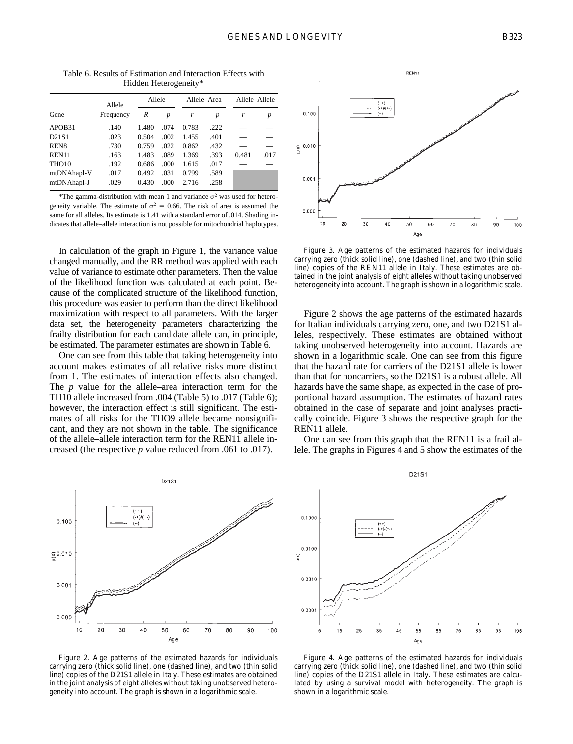Table 6. Results of Estimation and Interaction Effects with Hidden Heterogeneity*

| Gene | Allele Frequency | Allele | | Allele–Area | | Allele–Allele | |
|---|---|---|---|---|---|---|---|
| | | *R* | *p* | *r* | *p* | *r* | *p* |
| APOB31 | .140 | 1.480 | .074 | 0.783 | .222 | — | — |
| D21S1 | .023 | 0.504 | .002 | 1.455 | .401 | — | — |
| REN8 | .730 | 0.759 | .022 | 0.862 | .432 | — | — |
| REN11 | .163 | 1.483 | .089 | 1.369 | .393 | 0.481 | .017 |
| THO10 | .192 | 0.686 | .000 | 1.615 | .017 | — | — |
| mtDNAhapl-V | .017 | 0.492 | .031 | 0.799 | .589 | | |
| mtDNAhapl-J | .029 | 0.430 | .000 | 2.716 | .258 | | |

*The gamma-distribution with mean 1 and variance $\sigma^2$ was used for heterogeneity variable. The estimate of $\sigma^2 = 0.66$. The risk of area is assumed the same for all alleles. Its estimate is 1.41 with a standard error of .014. Shading indicates that allele–allele interaction is not possible for mitochondrial haplotypes.

In calculation of the graph in Figure 1, the variance value changed manually, and the RR method was applied with each value of variance to estimate other parameters. Then the value of the likelihood function was calculated at each point. Because of the complicated structure of the likelihood function, this procedure was easier to perform than the direct likelihood maximization with respect to all parameters. With the larger data set, the heterogeneity parameters characterizing the frailty distribution for each candidate allele can, in principle, be estimated. The parameter estimates are shown in Table 6.

One can see from this table that taking heterogeneity into account makes estimates of all relative risks more distinct from 1. The estimates of interaction effects also changed. The *p* value for the allele–area interaction term for the TH10 allele increased from .004 (Table 5) to .017 (Table 6); however, the interaction effect is still significant. The estimates of all risks for the THO9 allele became nonsignificant, and they are not shown in the table. The significance of the allele–allele interaction term for the REN11 allele increased (the respective *p* value reduced from .061 to .017).

Figure 3. Age patterns of the estimated hazards for individuals carrying zero (thick solid line), one (dashed line), and two (thin solid line) copies of the REN11 allele in Italy. These estimates are obtained in the joint analysis of eight alleles without taking unobserved heterogeneity into account. The graph is shown in a logarithmic scale.

Figure 2 shows the age patterns of the estimated hazards for Italian individuals carrying zero, one, and two D21S1 alleles, respectively. These estimates are obtained without taking unobserved heterogeneity into account. Hazards are shown in a logarithmic scale. One can see from this figure that the hazard rate for carriers of the D21S1 allele is lower than that for noncarriers, so the D21S1 is a robust allele. All hazards have the same shape, as expected in the case of proportional hazard assumption. The estimates of hazard rates obtained in the case of separate and joint analyses practically coincide. Figure 3 shows the respective graph for the REN11 allele.

One can see from this graph that the REN11 is a frail allele. The graphs in Figures 4 and 5 show the estimates of the

Figure 2. Age patterns of the estimated hazards for individuals carrying zero (thick solid line), one (dashed line), and two (thin solid line) copies of the D21S1 allele in Italy. These estimates are obtained in the joint analysis of eight alleles without taking unobserved heterogeneity into account. The graph is shown in a logarithmic scale.

Figure 4. Age patterns of the estimated hazards for individuals carrying zero (thick solid line), one (dashed line), and two (thin solid line) copies of the D21S1 allele in Italy. These estimates are calculated by using a survival model with heterogeneity. The graph is shown in a logarithmic scale.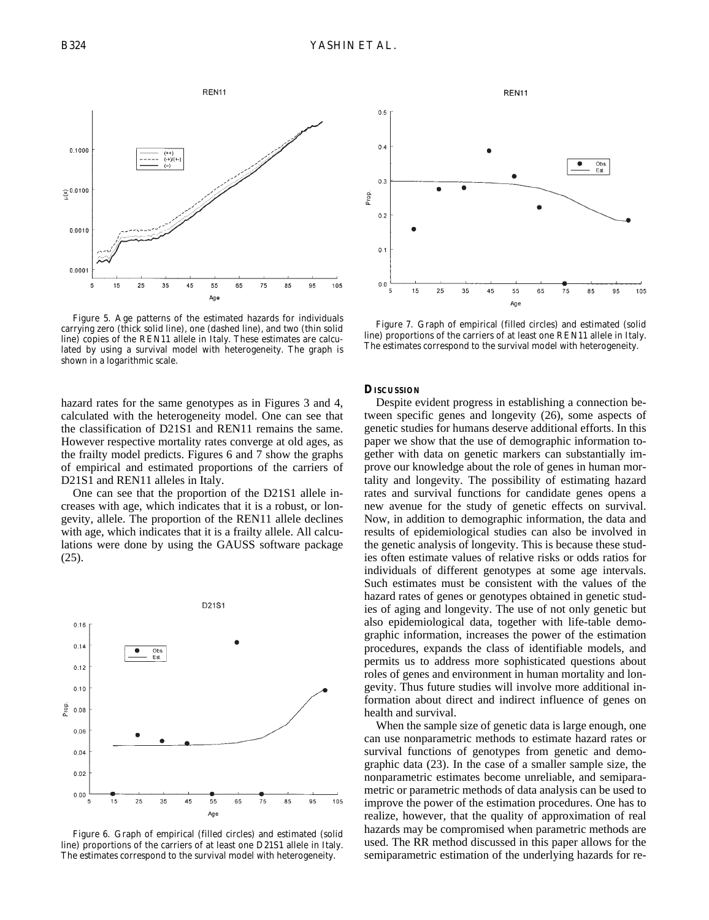Figure 5. Age patterns of the estimated hazards for individuals carrying zero (thick solid line), one (dashed line), and two (thin solid line) copies of the REN11 allele in Italy. These estimates are calculated by using a survival model with heterogeneity. The graph is shown in a logarithmic scale.

Figure 7. Graph of empirical (filled circles) and estimated (solid line) proportions of the carriers of at least one REN11 allele in Italy. The estimates correspond to the survival model with heterogeneity.

hazard rates for the same genotypes as in Figures 3 and 4, calculated with the heterogeneity model. One can see that the classification of D21S1 and REN11 remains the same. However respective mortality rates converge at old ages, as the frailty model predicts. Figures 6 and 7 show the graphs of empirical and estimated proportions of the carriers of D21S1 and REN11 alleles in Italy.

One can see that the proportion of the D21S1 allele increases with age, which indicates that it is a robust, or longevity, allele. The proportion of the REN11 allele declines with age, which indicates that it is a frailty allele. All calculations were done by using the GAUSS software package (25).

Figure 6. Graph of empirical (filled circles) and estimated (solid line) proportions of the carriers of at least one D21S1 allele in Italy. The estimates correspond to the survival model with heterogeneity.

## Discussion

Despite evident progress in establishing a connection between specific genes and longevity (26), some aspects of genetic studies for humans deserve additional efforts. In this paper we show that the use of demographic information together with data on genetic markers can substantially improve our knowledge about the role of genes in human mortality and longevity. The possibility of estimating hazard rates and survival functions for candidate genes opens a new avenue for the study of genetic effects on survival. Now, in addition to demographic information, the data and results of epidemiological studies can also be involved in the genetic analysis of longevity. This is because these studies often estimate values of relative risks or odds ratios for individuals of different genotypes at some age intervals. Such estimates must be consistent with the values of the hazard rates of genes or genotypes obtained in genetic studies of aging and longevity. The use of not only genetic but also epidemiological data, together with life-table demographic information, increases the power of the estimation procedures, expands the class of identifiable models, and permits us to address more sophisticated questions about roles of genes and environment in human mortality and longevity. Thus future studies will involve more additional information about direct and indirect influence of genes on health and survival.

When the sample size of genetic data is large enough, one can use nonparametric methods to estimate hazard rates or survival functions of genotypes from genetic and demographic data (23). In the case of a smaller sample size, the nonparametric estimates become unreliable, and semiparametric or parametric methods of data analysis can be used to improve the power of the estimation procedures. One has to realize, however, that the quality of approximation of real hazards may be compromised when parametric methods are used. The RR method discussed in this paper allows for the semiparametric estimation of the underlying hazards for re-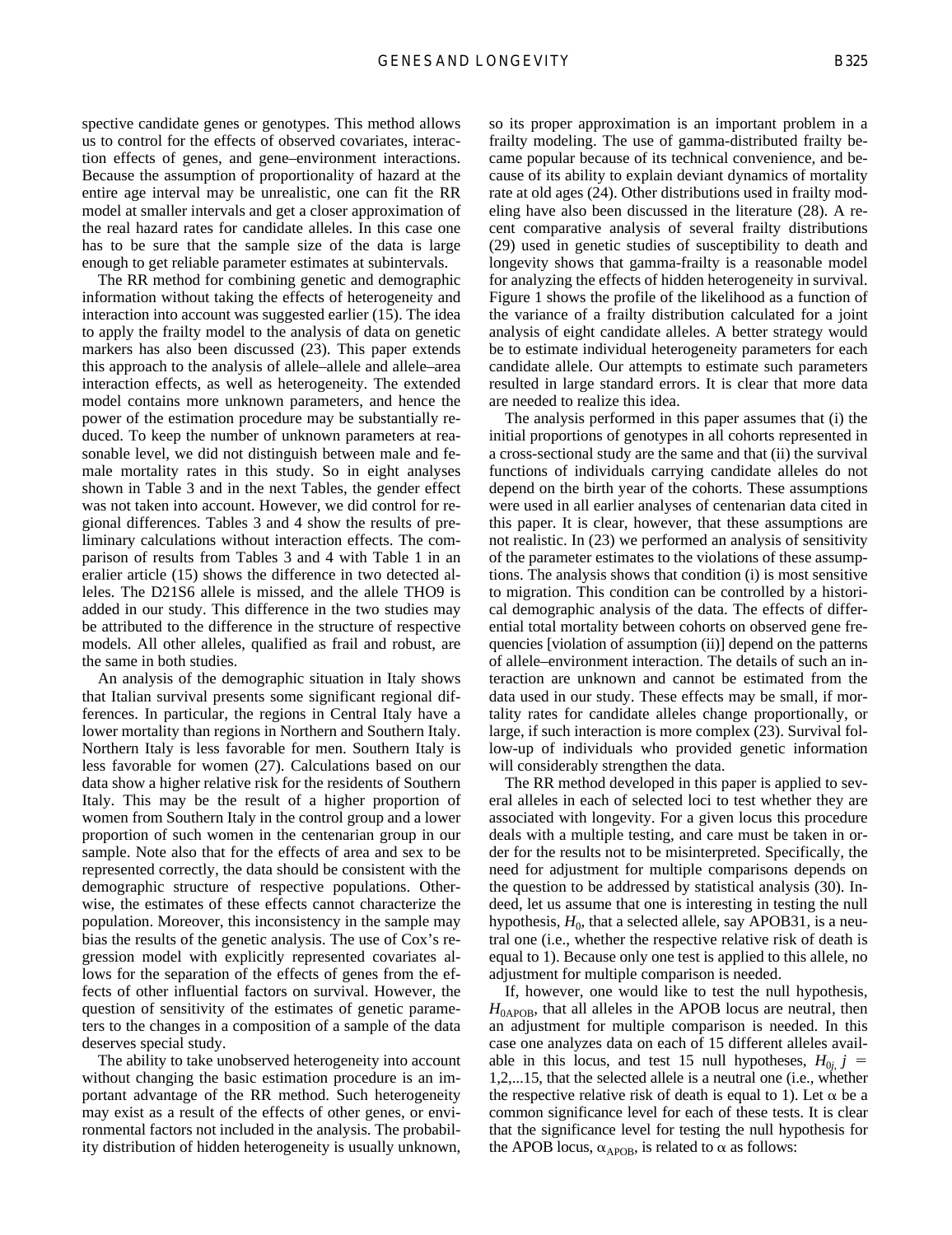spective candidate genes or genotypes. This method allows us to control for the effects of observed covariates, interaction effects of genes, and gene–environment interactions. Because the assumption of proportionality of hazard at the entire age interval may be unrealistic, one can fit the RR model at smaller intervals and get a closer approximation of the real hazard rates for candidate alleles. In this case one has to be sure that the sample size of the data is large enough to get reliable parameter estimates at subintervals.

The RR method for combining genetic and demographic information without taking the effects of heterogeneity and interaction into account was suggested earlier (15). The idea to apply the frailty model to the analysis of data on genetic markers has also been discussed (23). This paper extends this approach to the analysis of allele–allele and allele–area interaction effects, as well as heterogeneity. The extended model contains more unknown parameters, and hence the power of the estimation procedure may be substantially reduced. To keep the number of unknown parameters at reasonable level, we did not distinguish between male and female mortality rates in this study. So in eight analyses shown in Table 3 and in the next Tables, the gender effect was not taken into account. However, we did control for regional differences. Tables 3 and 4 show the results of preliminary calculations without interaction effects. The comparison of results from Tables 3 and 4 with Table 1 in an eralier article (15) shows the difference in two detected alleles. The D21S6 allele is missed, and the allele THO9 is added in our study. This difference in the two studies may be attributed to the difference in the structure of respective models. All other alleles, qualified as frail and robust, are the same in both studies.

An analysis of the demographic situation in Italy shows that Italian survival presents some significant regional differences. In particular, the regions in Central Italy have a lower mortality than regions in Northern and Southern Italy. Northern Italy is less favorable for men. Southern Italy is less favorable for women (27). Calculations based on our data show a higher relative risk for the residents of Southern Italy. This may be the result of a higher proportion of women from Southern Italy in the control group and a lower proportion of such women in the centenarian group in our sample. Note also that for the effects of area and sex to be represented correctly, the data should be consistent with the demographic structure of respective populations. Otherwise, the estimates of these effects cannot characterize the population. Moreover, this inconsistency in the sample may bias the results of the genetic analysis. The use of Cox's regression model with explicitly represented covariates allows for the separation of the effects of genes from the effects of other influential factors on survival. However, the question of sensitivity of the estimates of genetic parameters to the changes in a composition of a sample of the data deserves special study.

The ability to take unobserved heterogeneity into account without changing the basic estimation procedure is an important advantage of the RR method. Such heterogeneity may exist as a result of the effects of other genes, or environmental factors not included in the analysis. The probability distribution of hidden heterogeneity is usually unknown, so its proper approximation is an important problem in a frailty modeling. The use of gamma-distributed frailty became popular because of its technical convenience, and because of its ability to explain deviant dynamics of mortality rate at old ages (24). Other distributions used in frailty modeling have also been discussed in the literature (28). A recent comparative analysis of several frailty distributions (29) used in genetic studies of susceptibility to death and longevity shows that gamma-frailty is a reasonable model for analyzing the effects of hidden heterogeneity in survival. Figure 1 shows the profile of the likelihood as a function of the variance of a frailty distribution calculated for a joint analysis of eight candidate alleles. A better strategy would be to estimate individual heterogeneity parameters for each candidate allele. Our attempts to estimate such parameters resulted in large standard errors. It is clear that more data are needed to realize this idea.

The analysis performed in this paper assumes that (i) the initial proportions of genotypes in all cohorts represented in a cross-sectional study are the same and that (ii) the survival functions of individuals carrying candidate alleles do not depend on the birth year of the cohorts. These assumptions were used in all earlier analyses of centenarian data cited in this paper. It is clear, however, that these assumptions are not realistic. In (23) we performed an analysis of sensitivity of the parameter estimates to the violations of these assumptions. The analysis shows that condition (i) is most sensitive to migration. This condition can be controlled by a historical demographic analysis of the data. The effects of differential total mortality between cohorts on observed gene frequencies [violation of assumption (ii)] depend on the patterns of allele–environment interaction. The details of such an interaction are unknown and cannot be estimated from the data used in our study. These effects may be small, if mortality rates for candidate alleles change proportionally, or large, if such interaction is more complex (23). Survival follow-up of individuals who provided genetic information will considerably strengthen the data.

The RR method developed in this paper is applied to several alleles in each of selected loci to test whether they are associated with longevity. For a given locus this procedure deals with a multiple testing, and care must be taken in order for the results not to be misinterpreted. Specifically, the need for adjustment for multiple comparisons depends on the question to be addressed by statistical analysis (30). Indeed, let us assume that one is interesting in testing the null hypothesis, $H_0$, that a selected allele, say APOB31, is a neutral one (i.e., whether the respective relative risk of death is equal to 1). Because only one test is applied to this allele, no adjustment for multiple comparison is needed.

If, however, one would like to test the null hypothesis, $H_{0APOB}$, that all alleles in the APOB locus are neutral, then an adjustment for multiple comparison is needed. In this case one analyzes data on each of 15 different alleles available in this locus, and test 15 null hypotheses, $H_{0j}$, $j = 1,2,...15$, that the selected allele is a neutral one (i.e., whether the respective relative risk of death is equal to 1). Let $\alpha$ be a common significance level for each of these tests. It is clear that the significance level for testing the null hypothesis for the APOB locus, $\alpha_{APOB}$, is related to $\alpha$ as follows: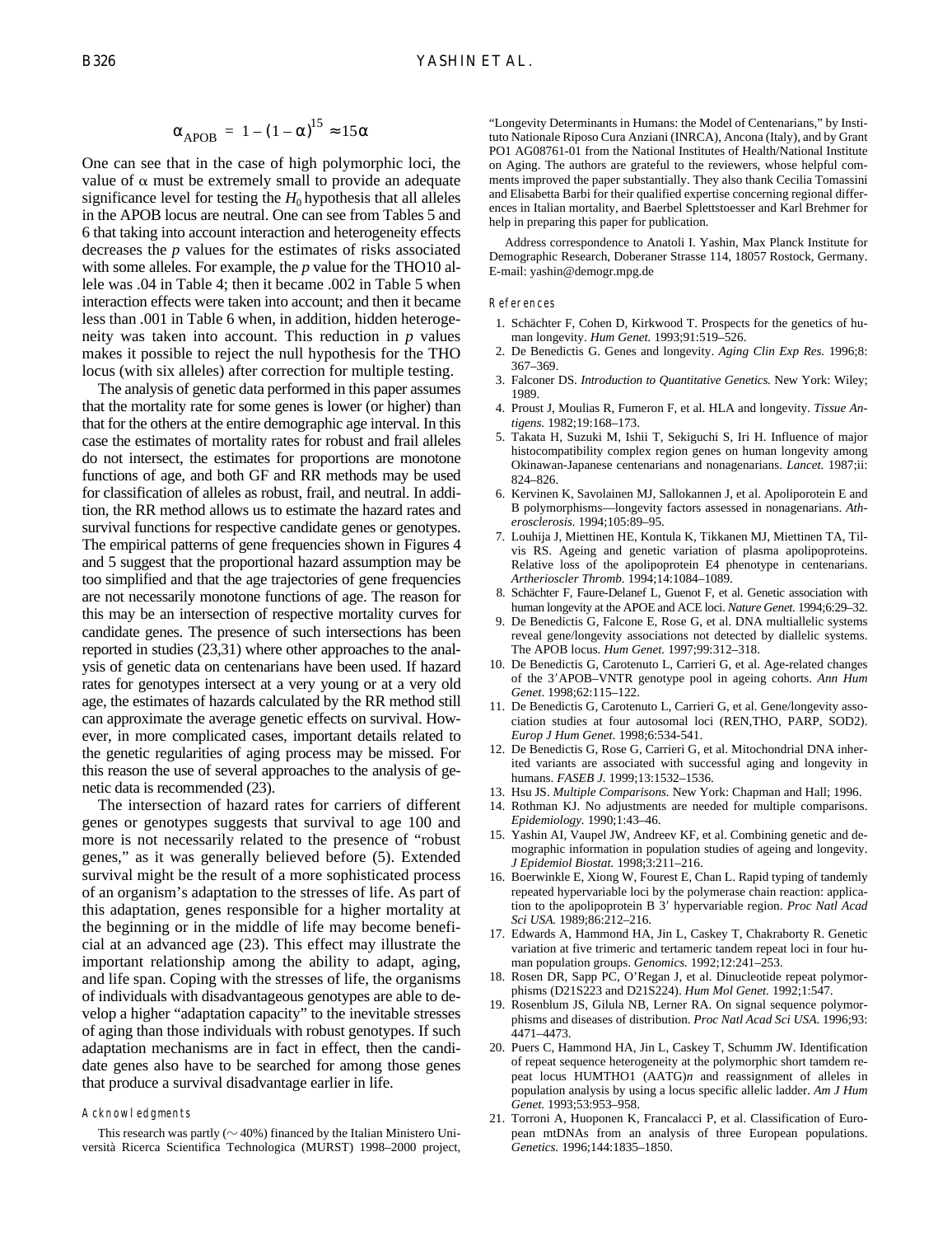$$\alpha_{APOB} = 1 - (1 - \alpha)^{15} \approx 15\alpha$$

One can see that in the case of high polymorphic loci, the value of $\alpha$ must be extremely small to provide an adequate significance level for testing the $H_0$ hypothesis that all alleles in the APOB locus are neutral. One can see from Tables 5 and 6 that taking into account interaction and heterogeneity effects decreases the *p* values for the estimates of risks associated with some alleles. For example, the *p* value for the THO10 allele was .04 in Table 4; then it became .002 in Table 5 when interaction effects were taken into account; and then it became less than .001 in Table 6 when, in addition, hidden heterogeneity was taken into account. This reduction in *p* values makes it possible to reject the null hypothesis for the THO locus (with six alleles) after correction for multiple testing.

The analysis of genetic data performed in this paper assumes that the mortality rate for some genes is lower (or higher) than that for the others at the entire demographic age interval. In this case the estimates of mortality rates for robust and frail alleles do not intersect, the estimates for proportions are monotone functions of age, and both GF and RR methods may be used for classification of alleles as robust, frail, and neutral. In addition, the RR method allows us to estimate the hazard rates and survival functions for respective candidate genes or genotypes. The empirical patterns of gene frequencies shown in Figures 4 and 5 suggest that the proportional hazard assumption may be too simplified and that the age trajectories of gene frequencies are not necessarily monotone functions of age. The reason for this may be an intersection of respective mortality curves for candidate genes. The presence of such intersections has been reported in studies (23,31) where other approaches to the analysis of genetic data on centenarians have been used. If hazard rates for genotypes intersect at a very young or at a very old age, the estimates of hazards calculated by the RR method still can approximate the average genetic effects on survival. However, in more complicated cases, important details related to the genetic regularities of aging process may be missed. For this reason the use of several approaches to the analysis of genetic data is recommended (23).

The intersection of hazard rates for carriers of different genes or genotypes suggests that survival to age 100 and more is not necessarily related to the presence of "robust genes," as it was generally believed before (5). Extended survival might be the result of a more sophisticated process of an organism's adaptation to the stresses of life. As part of this adaptation, genes responsible for a higher mortality at the beginning or in the middle of life may become beneficial at an advanced age (23). This effect may illustrate the important relationship among the ability to adapt, aging, and life span. Coping with the stresses of life, the organisms of individuals with disadvantageous genotypes are able to develop a higher "adaptation capacity" to the inevitable stresses of aging than those individuals with robust genotypes. If such adaptation mechanisms are in fact in effect, then the candidate genes also have to be searched for among those genes that produce a survival disadvantage earlier in life.

## Acknowledgments

This research was partly (~ 40%) financed by the Italian Ministero Università Ricerca Scientifica Technologica (MURST) 1998–2000 project, "Longevity Determinants in Humans: the Model of Centenarians," by Instituto Nationale Riposo Cura Anziani (INRCA), Ancona (Italy), and by Grant PO1 AG08761-01 from the National Institutes of Health/National Institute on Aging. The authors are grateful to the reviewers, whose helpful comments improved the paper substantially. They also thank Cecilia Tomassini and Elisabetta Barbi for their qualified expertise concerning regional differences in Italian mortality, and Baerbel Splettstoesser and Karl Brehmer for help in preparing this paper for publication.

Address correspondence to Anatoli I. Yashin, Max Planck Institute for Demographic Research, Doberaner Strasse 114, 18057 Rostock, Germany. E-mail: yashin@demogr.mpg.de

## References

1. Schächter F, Cohen D, Kirkwood T. Prospects for the genetics of human longevity. *Hum Genet.* 1993;91:519–526.
2. De Benedictis G. Genes and longevity. *Aging Clin Exp Res.* 1996;8: 367–369.
3. Falconer DS. *Introduction to Quantitative Genetics.* New York: Wiley; 1989.
4. Proust J, Moulias R, Fumeron F, et al. HLA and longevity. *Tissue Antigens.* 1982;19:168–173.
5. Takata H, Suzuki M, Ishii T, Sekiguchi S, Iri H. Influence of major histocompatibility complex region genes on human longevity among Okinawan-Japanese centenarians and nonagenarians. *Lancet.* 1987;ii: 824–826.
6. Kervinen K, Savolainen MJ, Sallokannen J, et al. Apoliporotein E and B polymorphisms—longevity factors assessed in nonagenarians. *Atherosclerosis.* 1994;105:89–95.
7. Louhija J, Miettinen HE, Kontula K, Tikkanen MJ, Miettinen TA, Tilvis RS. Ageing and genetic variation of plasma apolipoproteins. Relative loss of the apolipoprotein E4 phenotype in centenarians. *Artherioscler Thromb.* 1994;14:1084–1089.
8. Schächter F, Faure-Delanef L, Guenot F, et al. Genetic association with human longevity at the APOE and ACE loci. *Nature Genet.* 1994;6:29–32.
9. De Benedictis G, Falcone E, Rose G, et al. DNA multiallelic systems reveal gene/longevity associations not detected by diallelic systems. The APOB locus. *Hum Genet.* 1997;99:312–318.
10. De Benedictis G, Carotenuto L, Carrieri G, et al. Age-related changes of the 3′APOB–VNTR genotype pool in ageing cohorts. *Ann Hum Genet*. 1998;62:115–122.
11. De Benedictis G, Carotenuto L, Carrieri G, et al. Gene/longevity association studies at four autosomal loci (REN,THO, PARP, SOD2). *Europ J Hum Genet.* 1998;6:534-541.
12. De Benedictis G, Rose G, Carrieri G, et al. Mitochondrial DNA inherited variants are associated with successful aging and longevity in humans. *FASEB J.* 1999;13:1532–1536.
13. Hsu JS. *Multiple Comparisons.* New York: Chapman and Hall; 1996.
14. Rothman KJ. No adjustments are needed for multiple comparisons. *Epidemiology.* 1990;1:43–46.
15. Yashin AI, Vaupel JW, Andreev KF, et al. Combining genetic and demographic information in population studies of ageing and longevity. *J Epidemiol Biostat.* 1998;3:211–216.
16. Boerwinkle E, Xiong W, Fourest E, Chan L. Rapid typing of tandemly repeated hypervariable loci by the polymerase chain reaction: application to the apolipoprotein B 3′ hypervariable region. *Proc Natl Acad Sci USA.* 1989;86:212–216.
17. Edwards A, Hammond HA, Jin L, Caskey T, Chakraborty R. Genetic variation at five trimeric and tertameric tandem repeat loci in four human population groups. *Genomics.* 1992;12:241–253.
18. Rosen DR, Sapp PC, O'Regan J, et al. Dinucleotide repeat polymorphisms (D21S223 and D21S224). *Hum Mol Genet.* 1992;1:547.
19. Rosenblum JS, Gilula NB, Lerner RA. On signal sequence polymorphisms and diseases of distribution. *Proc Natl Acad Sci USA*. 1996;93: 4471–4473.
20. Puers C, Hammond HA, Jin L, Caskey T, Schumm JW. Identification of repeat sequence heterogeneity at the polymorphic short tamdem repeat locus HUMTHO1 (AATG)*n* and reassignment of alleles in population analysis by using a locus specific allelic ladder. *Am J Hum Genet.* 1993;53:953–958.
21. Torroni A, Huoponen K, Francalacci P, et al. Classification of European mtDNAs from an analysis of three European populations. *Genetics.* 1996;144:1835–1850.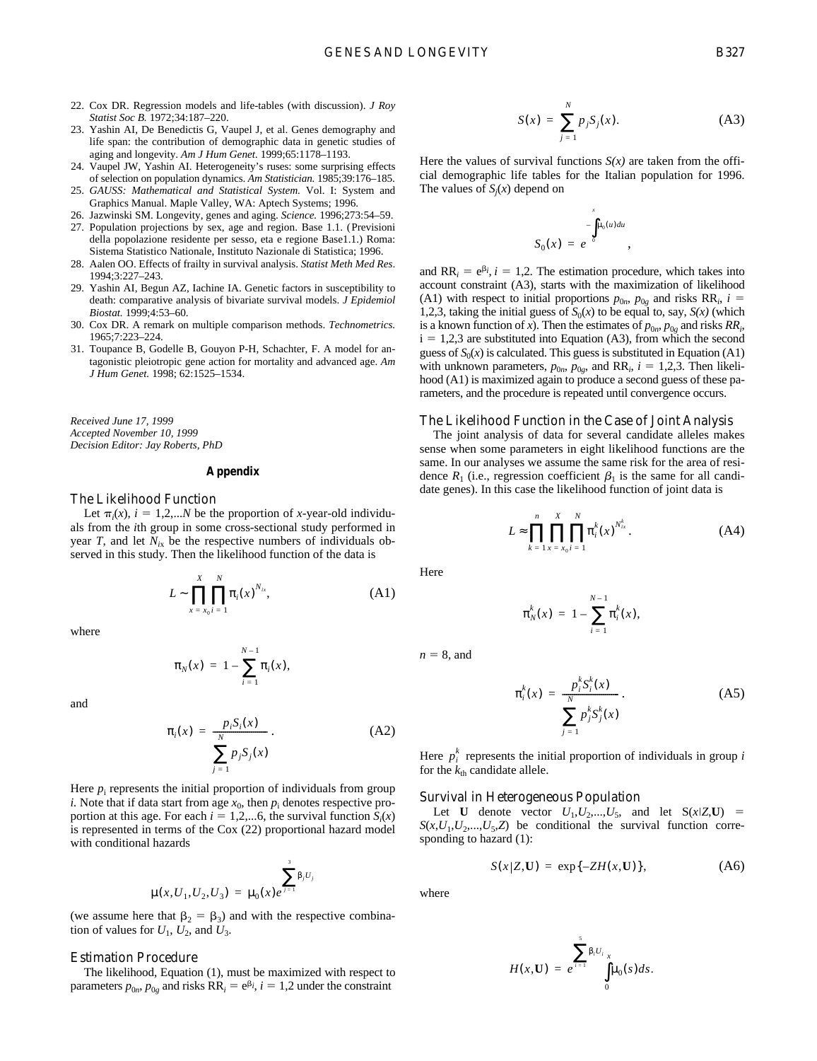22. Cox DR. Regression models and life-tables (with discussion). *J Roy Statist Soc B.* 1972;34:187–220.
23. Yashin AI, De Benedictis G, Vaupel J, et al. Genes demography and life span: the contribution of demographic data in genetic studies of aging and longevity. *Am J Hum Genet*. 1999;65:1178–1193.
24. Vaupel JW, Yashin AI. Heterogeneity's ruses: some surprising effects of selection on population dynamics. *Am Statistician.* 1985;39:176–185.
25. *GAUSS: Mathematical and Statistical System.* Vol. I: System and Graphics Manual. Maple Valley, WA: Aptech Systems; 1996.
26. Jazwinski SM. Longevity, genes and aging. *Science.* 1996;273:54–59.
27. Population projections by sex, age and region. Base 1.1. (Previsioni della popolazione residente per sesso, eta e regione Base1.1.) Roma: Sistema Statistico Nationale, Instituto Nazionale di Statistica; 1996.
28. Aalen OO. Effects of frailty in survival analysis. *Statist Meth Med Res*. 1994;3:227–243.
29. Yashin AI, Begun AZ, Iachine IA. Genetic factors in susceptibility to death: comparative analysis of bivariate survival models. *J Epidemiol Biostat.* 1999;4:53–60.
30. Cox DR. A remark on multiple comparison methods. *Technometrics.* 1965;7:223–224.
31. Toupance B, Godelle B, Gouyon P-H, Schachter, F. A model for antagonistic pleiotropic gene action for mortality and advanced age. *Am J Hum Genet.* 1998; 62:1525–1534.

*Received June 17, 1999*
*Accepted November 10, 1999*
*Decision Editor: Jay Roberts, PhD*

## Appendix

### The Likelihood Function

Let $\pi_i(x)$, $i = 1,2,...N$ be the proportion of $x$-year-old individuals from the $i$th group in some cross-sectional study performed in year $T$, and let $N_{ix}$ be the respective numbers of individuals observed in this study. Then the likelihood function of the data is

$$L \sim \prod_{x=x_0}^{X} \prod_{i=1}^{N} \pi_i(x)^{N_{ix}}, \tag{A1}$$

where

$$\pi_N(x) = 1 - \sum_{i=1}^{N-1} \pi_i(x),$$

and

$$\pi_i(x) = \frac{p_i S_i(x)}{\sum_{j=1}^{N} p_j S_j(x)}. \tag{A2}$$

Here $p_i$ represents the initial proportion of individuals from group $i$. Note that if data start from age $x_0$, then $p_i$ denotes respective proportion at this age. For each $i = 1,2,...6$, the survival function $S_i(x)$ is represented in terms of the Cox (22) proportional hazard model with conditional hazards

$$\mu(x, U_1, U_2, U_3) = \mu_0(x) e^{\sum_{j=1}^{3} \beta_j U_j}$$

(we assume here that $\beta_2 = \beta_3$) and with the respective combination of values for $U_1$, $U_2$, and $U_3$.

### Estimation Procedure

The likelihood, Equation (1), must be maximized with respect to parameters $p_{0n}$, $p_{0g}$ and risks $RR_i = e^{\beta_i}$, $i = 1,2$ under the constraint

$$S(x) = \sum_{j=1}^{N} p_j S_j(x). \tag{A3}$$

Here the values of survival functions $S(x)$ are taken from the official demographic life tables for the Italian population for 1996. The values of $S_j(x)$ depend on

$$S_0(x) = e^{-\int_0^x \mu_0(u) du},$$

and $RR_i = e^{\beta_i}$, $i = 1,2$. The estimation procedure, which takes into account constraint (A3), starts with the maximization of likelihood (A1) with respect to initial proportions $p_{0n}$, $p_{0g}$ and risks $RR_i$, $i = 1,2,3$, taking the initial guess of $S_0(x)$ to be equal to, say, $S(x)$ (which is a known function of $x$). Then the estimates of $p_{0n}$, $p_{0g}$ and risks $RR_i$, $i = 1,2,3$ are substituted into Equation (A3), from which the second guess of $S_0(x)$ is calculated. This guess is substituted in Equation (A1) with unknown parameters, $p_{0n}$, $p_{0g}$, and $RR_i$, $i = 1,2,3$. Then likelihood (A1) is maximized again to produce a second guess of these parameters, and the procedure is repeated until convergence occurs.

### The Likelihood Function in the Case of Joint Analysis

The joint analysis of data for several candidate alleles makes sense when some parameters in eight likelihood functions are the same. In our analyses we assume the same risk for the area of residence $R_1$ (i.e., regression coefficient $\beta_1$ is the same for all candidate genes). In this case the likelihood function of joint data is

$$L \approx \prod_{k=1}^{n} \prod_{x=x_0}^{X} \prod_{i=1}^{N} \pi_i^k(x)^{N_{ix}^k}. \tag{A4}$$

Here

$$\pi_N^k(x) = 1 - \sum_{i=1}^{N-1} \pi_i^k(x),$$

$n = 8$, and

$$\pi_i^k(x) = \frac{p_i^k S_i^k(x)}{\sum_{j=1}^{N} p_j^k S_j^k(x)}. \tag{A5}$$

Here $p_i^k$ represents the initial proportion of individuals in group $i$ for the $k_{th}$ candidate allele.

### Survival in Heterogeneous Population

Let $\mathbf{U}$ denote vector $U_1, U_2, ..., U_5$, and let $S(x|Z,\mathbf{U}) = S(x, U_1, U_2, ..., U_5, Z)$ be conditional the survival function corresponding to hazard (1):

$$S(x|Z,\mathbf{U}) = \exp\{-ZH(x,\mathbf{U})\}, \tag{A6}$$

where

$$H(x,\mathbf{U}) = e^{\sum_{i=1}^{5} \beta_i U_i} \int_0^x \mu_0(s) ds.$$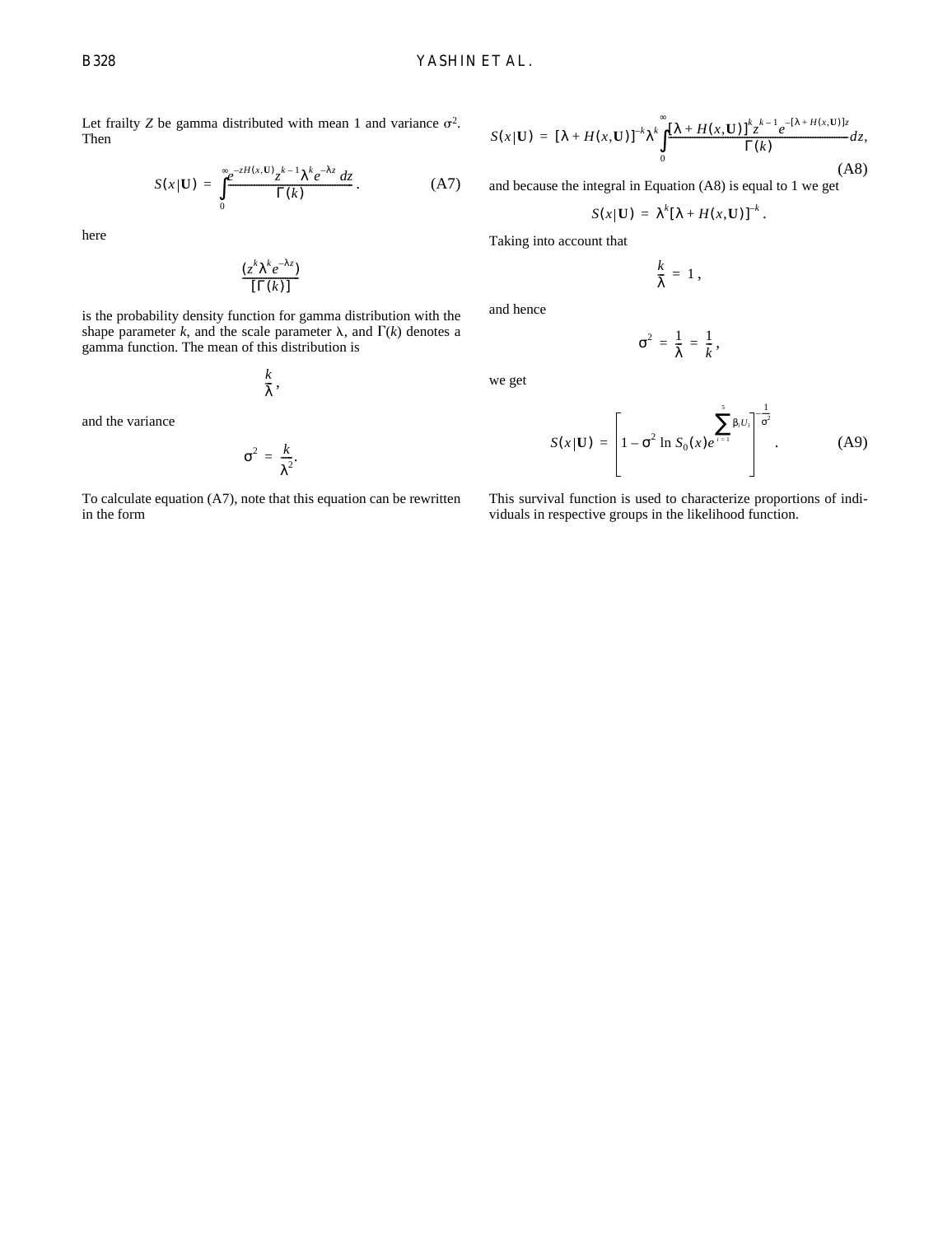Let frailty $Z$ be gamma distributed with mean 1 and variance $\sigma^2$. Then

$$S(x|\mathbf{U}) = \int_0^\infty \frac{e^{-zH(x,\mathbf{U})} z^{k-1} \lambda^k e^{-\lambda z} \, dz}{\Gamma(k)}. \tag{A7}$$

here

$$\frac{(z^k \lambda^k e^{-\lambda z})}{[\Gamma(k)]}$$

is the probability density function for gamma distribution with the shape parameter $k$, and the scale parameter $\lambda$, and $\Gamma(k)$ denotes a gamma function. The mean of this distribution is

$$\frac{k}{\lambda},$$

and the variance

$$\sigma^2 = \frac{k}{\lambda^2}.$$

To calculate equation (A7), note that this equation can be rewritten in the form

$$S(x|\mathbf{U}) = [\lambda + H(x,\mathbf{U})]^{-k} \lambda^k \int_0^\infty \frac{[\lambda + H(x,\mathbf{U})]^k z^{k-1} e^{-[\lambda + H(x,\mathbf{U})]z}}{\Gamma(k)} dz, \tag{A8}$$

and because the integral in Equation (A8) is equal to 1 we get

$$S(x|\mathbf{U}) = \lambda^k [\lambda + H(x,\mathbf{U})]^{-k}.$$

Taking into account that

$$\frac{k}{\lambda} = 1,$$

and hence

$$\sigma^2 = \frac{1}{\lambda} = \frac{1}{k},$$

we get

$$S(x|\mathbf{U}) = \left[1 - \sigma^2 \ln S_0(x) e^{\sum_{i=1}^{5} \beta_i U_i}\right]^{-\frac{1}{\sigma^2}}. \tag{A9}$$

This survival function is used to characterize proportions of individuals in respective groups in the likelihood function.